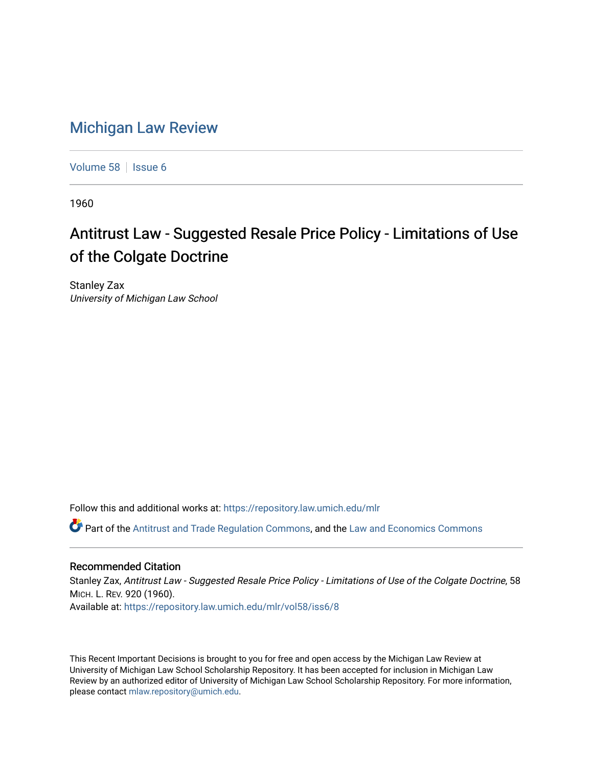# Michigan Law Review

Volume 58 | Issue 6

1960

## Antitrust Law - Suggested Resale Price Policy - Limitations of Use of the Colgate Doctrine

Stanley Zax
*University of Michigan Law School*

Follow this and additional works at: https://repository.law.umich.edu/mlr

Part of the Antitrust and Trade Regulation Commons, and the Law and Economics Commons

### Recommended Citation

Stanley Zax, *Antitrust Law - Suggested Resale Price Policy - Limitations of Use of the Colgate Doctrine*, 58 MICH. L. REV. 920 (1960).
Available at: https://repository.law.umich.edu/mlr/vol58/iss6/8

This Recent Important Decisions is brought to you for free and open access by the Michigan Law Review at University of Michigan Law School Scholarship Repository. It has been accepted for inclusion in Michigan Law Review by an authorized editor of University of Michigan Law School Scholarship Repository. For more information, please contact mlaw.repository@umich.edu.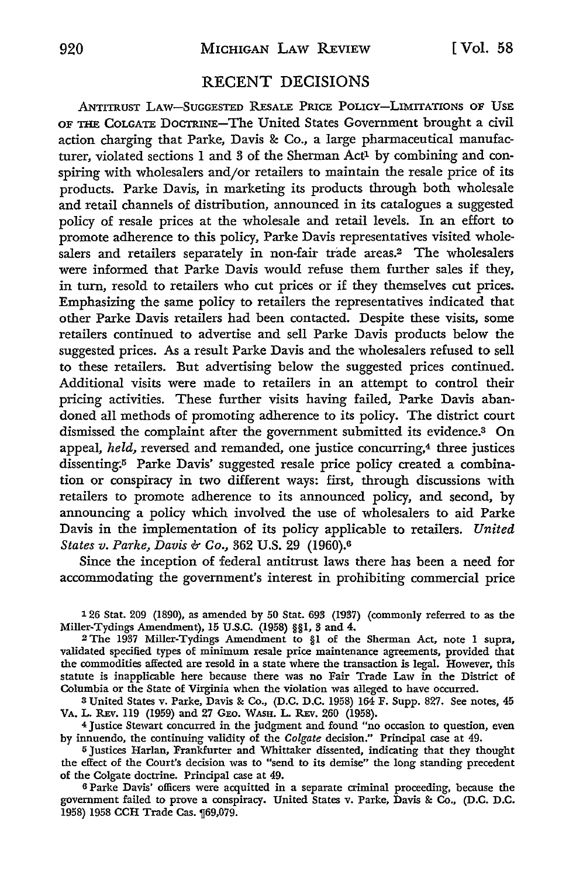## RECENT DECISIONS

ANTITRUST LAW—SUGGESTED RESALE PRICE POLICY—LIMITATIONS OF USE OF THE COLGATE DOCTRINE—The United States Government brought a civil action charging that Parke, Davis & Co., a large pharmaceutical manufacturer, violated sections 1 and 3 of the Sherman Act[1] by combining and conspiring with wholesalers and/or retailers to maintain the resale price of its products. Parke Davis, in marketing its products through both wholesale and retail channels of distribution, announced in its catalogues a suggested policy of resale prices at the wholesale and retail levels. In an effort to promote adherence to this policy, Parke Davis representatives visited wholesalers and retailers separately in non-fair trade areas.[2] The wholesalers were informed that Parke Davis would refuse them further sales if they, in turn, resold to retailers who cut prices or if they themselves cut prices. Emphasizing the same policy to retailers the representatives indicated that other Parke Davis retailers had been contacted. Despite these visits, some retailers continued to advertise and sell Parke Davis products below the suggested prices. As a result Parke Davis and the wholesalers refused to sell to these retailers. But advertising below the suggested prices continued. Additional visits were made to retailers in an attempt to control their pricing activities. These further visits having failed, Parke Davis abandoned all methods of promoting adherence to its policy. The district court dismissed the complaint after the government submitted its evidence.[3] On appeal, *held*, reversed and remanded, one justice concurring,[4] three justices dissenting.[5] Parke Davis' suggested resale price policy created a combination or conspiracy in two different ways: first, through discussions with retailers to promote adherence to its announced policy, and second, by announcing a policy which involved the use of wholesalers to aid Parke Davis in the implementation of its policy applicable to retailers. *United States v. Parke, Davis & Co.*, 362 U.S. 29 (1960).[6]

Since the inception of federal antitrust laws there has been a need for accommodating the government's interest in prohibiting commercial price

---

[1] 26 Stat. 209 (1890), as amended by 50 Stat. 693 (1937) (commonly referred to as the Miller-Tydings Amendment), 15 U.S.C. (1958) §§1, 3 and 4.

[2] The 1937 Miller-Tydings Amendment to §1 of the Sherman Act, note 1 supra, validated specified types of minimum resale price maintenance agreements, provided that the commodities affected are resold in a state where the transaction is legal. However, this statute is inapplicable here because there was no Fair Trade Law in the District of Columbia or the State of Virginia when the violation was alleged to have occurred.

[3] United States v. Parke, Davis & Co., (D.C. D.C. 1958) 164 F. Supp. 827. See notes, 45 VA. L. REV. 119 (1959) and 27 GEO. WASH. L. REV. 260 (1958).

[4] Justice Stewart concurred in the judgment and found "no occasion to question, even by innuendo, the continuing validity of the *Colgate* decision." Principal case at 49.

[5] Justices Harlan, Frankfurter and Whittaker dissented, indicating that they thought the effect of the Court's decision was to "send to its demise" the long standing precedent of the Colgate doctrine. Principal case at 49.

[6] Parke Davis' officers were acquitted in a separate criminal proceeding, because the government failed to prove a conspiracy. United States v. Parke, Davis & Co., (D.C. D.C. 1958) 1958 CCH Trade Cas. ¶69,079.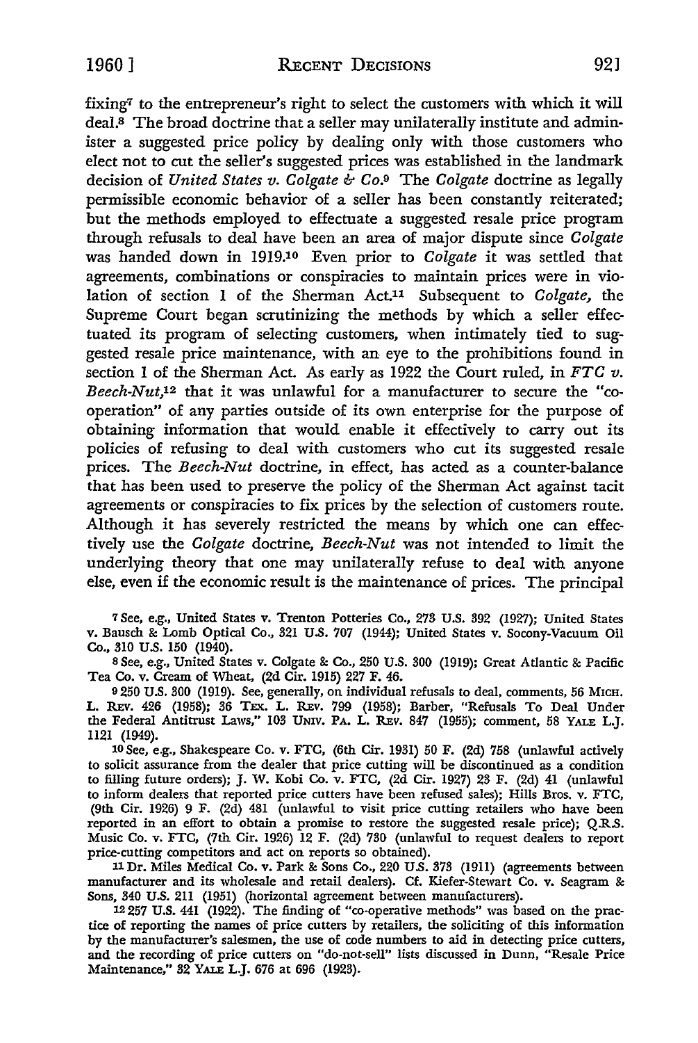fixing[7] to the entrepreneur's right to select the customers with which it will deal.[8] The broad doctrine that a seller may unilaterally institute and administer a suggested price policy by dealing only with those customers who elect not to cut the seller's suggested prices was established in the landmark decision of *United States v. Colgate & Co.*[9] The *Colgate* doctrine as legally permissible economic behavior of a seller has been constantly reiterated; but the methods employed to effectuate a suggested resale price program through refusals to deal have been an area of major dispute since *Colgate* was handed down in 1919.[10] Even prior to *Colgate* it was settled that agreements, combinations or conspiracies to maintain prices were in violation of section 1 of the Sherman Act.[11] Subsequent to *Colgate,* the Supreme Court began scrutinizing the methods by which a seller effectuated its program of selecting customers, when intimately tied to suggested resale price maintenance, with an eye to the prohibitions found in section 1 of the Sherman Act. As early as 1922 the Court ruled, in *FTC v. Beech-Nut,*[12] that it was unlawful for a manufacturer to secure the "cooperation" of any parties outside of its own enterprise for the purpose of obtaining information that would enable it effectively to carry out its policies of refusing to deal with customers who cut its suggested resale prices. The *Beech-Nut* doctrine, in effect, has acted as a counter-balance that has been used to preserve the policy of the Sherman Act against tacit agreements or conspiracies to fix prices by the selection of customers route. Although it has severely restricted the means by which one can effectively use the *Colgate* doctrine, *Beech-Nut* was not intended to limit the underlying theory that one may unilaterally refuse to deal with anyone else, even if the economic result is the maintenance of prices. The principal

[7] See, e.g., United States v. Trenton Potteries Co., 273 U.S. 392 (1927); United States v. Bausch & Lomb Optical Co., 321 U.S. 707 (1944); United States v. Socony-Vacuum Oil Co., 310 U.S. 150 (1940).

[8] See, e.g., United States v. Colgate & Co., 250 U.S. 300 (1919); Great Atlantic & Pacific Tea Co. v. Cream of Wheat, (2d Cir. 1915) 227 F. 46.

[9] 250 U.S. 300 (1919). See, generally, on individual refusals to deal, comments, 56 MICH. L. REV. 426 (1958); 36 TEX. L. REV. 799 (1958); Barber, "Refusals To Deal Under the Federal Antitrust Laws," 103 UNIV. PA. L. REV. 847 (1955); comment, 58 YALE L.J. 1121 (1949).

[10] See, e.g., Shakespeare Co. v. FTC, (6th Cir. 1931) 50 F. (2d) 758 (unlawful actively to solicit assurance from the dealer that price cutting will be discontinued as a condition to filling future orders); J. W. Kobi Co. v. FTC, (2d Cir. 1927) 23 F. (2d) 41 (unlawful to inform dealers that reported price cutters have been refused sales); Hills Bros. v. FTC, (9th Cir. 1926) 9 F. (2d) 481 (unlawful to visit price cutting retailers who have been reported in an effort to obtain a promise to restore the suggested resale price); Q.R.S. Music Co. v. FTC, (7th Cir. 1926) 12 F. (2d) 730 (unlawful to request dealers to report price-cutting competitors and act on reports so obtained).

[11] Dr. Miles Medical Co. v. Park & Sons Co., 220 U.S. 373 (1911) (agreements between manufacturer and its wholesale and retail dealers). Cf. Kiefer-Stewart Co. v. Seagram & Sons, 340 U.S. 211 (1951) (horizontal agreement between manufacturers).

[12] 257 U.S. 441 (1922). The finding of "co-operative methods" was based on the practice of reporting the names of price cutters by retailers, the soliciting of this information by the manufacturer's salesmen, the use of code numbers to aid in detecting price cutters, and the recording of price cutters on "do-not-sell" lists discussed in Dunn, "Resale Price Maintenance," 32 YALE L.J. 676 at 696 (1923).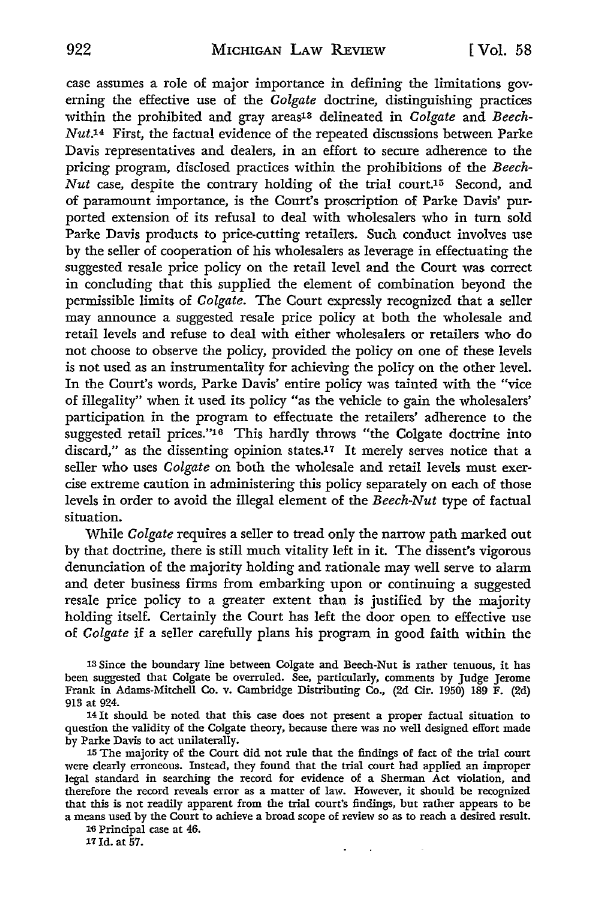case assumes a role of major importance in defining the limitations governing the effective use of the *Colgate* doctrine, distinguishing practices within the prohibited and gray areas[13] delineated in *Colgate* and *Beech-Nut.*[14] First, the factual evidence of the repeated discussions between Parke Davis representatives and dealers, in an effort to secure adherence to the pricing program, disclosed practices within the prohibitions of the *Beech-Nut* case, despite the contrary holding of the trial court.[15] Second, and of paramount importance, is the Court's proscription of Parke Davis' purported extension of its refusal to deal with wholesalers who in turn sold Parke Davis products to price-cutting retailers. Such conduct involves use by the seller of cooperation of his wholesalers as leverage in effectuating the suggested resale price policy on the retail level and the Court was correct in concluding that this supplied the element of combination beyond the permissible limits of *Colgate*. The Court expressly recognized that a seller may announce a suggested resale price policy at both the wholesale and retail levels and refuse to deal with either wholesalers or retailers who do not choose to observe the policy, provided the policy on one of these levels is not used as an instrumentality for achieving the policy on the other level. In the Court's words, Parke Davis' entire policy was tainted with the "vice of illegality" when it used its policy "as the vehicle to gain the wholesalers' participation in the program to effectuate the retailers' adherence to the suggested retail prices."[16] This hardly throws "the Colgate doctrine into discard," as the dissenting opinion states.[17] It merely serves notice that a seller who uses *Colgate* on both the wholesale and retail levels must exercise extreme caution in administering this policy separately on each of those levels in order to avoid the illegal element of the *Beech-Nut* type of factual situation.

While *Colgate* requires a seller to tread only the narrow path marked out by that doctrine, there is still much vitality left in it. The dissent's vigorous denunciation of the majority holding and rationale may well serve to alarm and deter business firms from embarking upon or continuing a suggested resale price policy to a greater extent than is justified by the majority holding itself. Certainly the Court has left the door open to effective use of *Colgate* if a seller carefully plans his program in good faith within the

[13] Since the boundary line between Colgate and Beech-Nut is rather tenuous, it has been suggested that Colgate be overruled. See, particularly, comments by Judge Jerome Frank in Adams-Mitchell Co. v. Cambridge Distributing Co., (2d Cir. 1950) 189 F. (2d) 913 at 924.

[14] It should be noted that this case does not present a proper factual situation to question the validity of the Colgate theory, because there was no well designed effort made by Parke Davis to act unilaterally.

[15] The majority of the Court did not rule that the findings of fact of the trial court were clearly erroneous. Instead, they found that the trial court had applied an improper legal standard in searching the record for evidence of a Sherman Act violation, and therefore the record reveals error as a matter of law. However, it should be recognized that this is not readily apparent from the trial court's findings, but rather appears to be a means used by the Court to achieve a broad scope of review so as to reach a desired result.

[16] Principal case at 46.

[17] Id. at 57.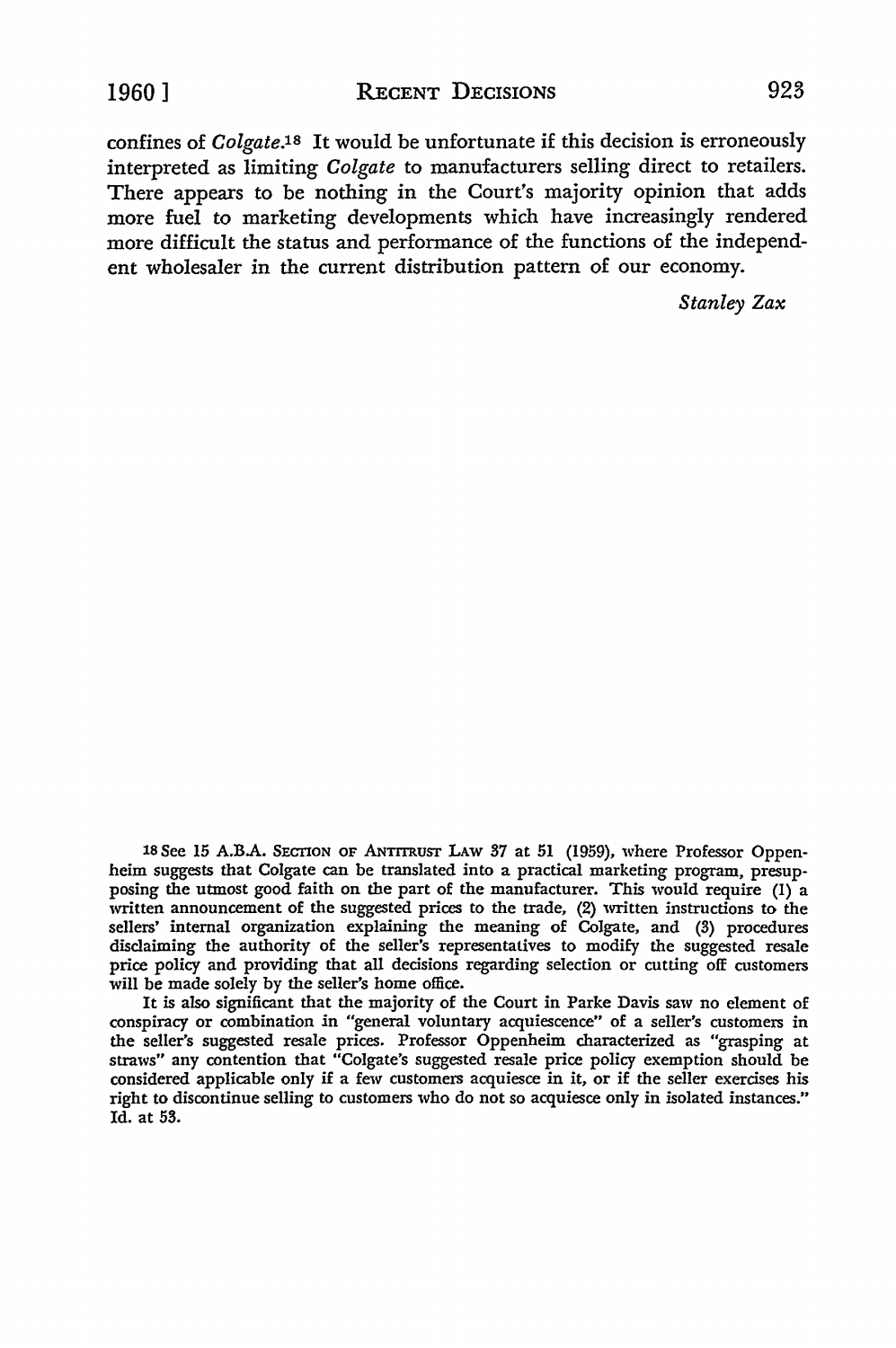confines of *Colgate*.[18] It would be unfortunate if this decision is erroneously interpreted as limiting *Colgate* to manufacturers selling direct to retailers. There appears to be nothing in the Court's majority opinion that adds more fuel to marketing developments which have increasingly rendered more difficult the status and performance of the functions of the independent wholesaler in the current distribution pattern of our economy.

*Stanley Zax*

[18] See 15 A.B.A. SECTION OF ANTITRUST LAW 37 at 51 (1959), where Professor Oppenheim suggests that Colgate can be translated into a practical marketing program, presupposing the utmost good faith on the part of the manufacturer. This would require (1) a written announcement of the suggested prices to the trade, (2) written instructions to the sellers' internal organization explaining the meaning of Colgate, and (3) procedures disclaiming the authority of the seller's representatives to modify the suggested resale price policy and providing that all decisions regarding selection or cutting off customers will be made solely by the seller's home office.

It is also significant that the majority of the Court in Parke Davis saw no element of conspiracy or combination in "general voluntary acquiescence" of a seller's customers in the seller's suggested resale prices. Professor Oppenheim characterized as "grasping at straws" any contention that "Colgate's suggested resale price policy exemption should be considered applicable only if a few customers acquiesce in it, or if the seller exercises his right to discontinue selling to customers who do not so acquiesce only in isolated instances." Id. at 53.